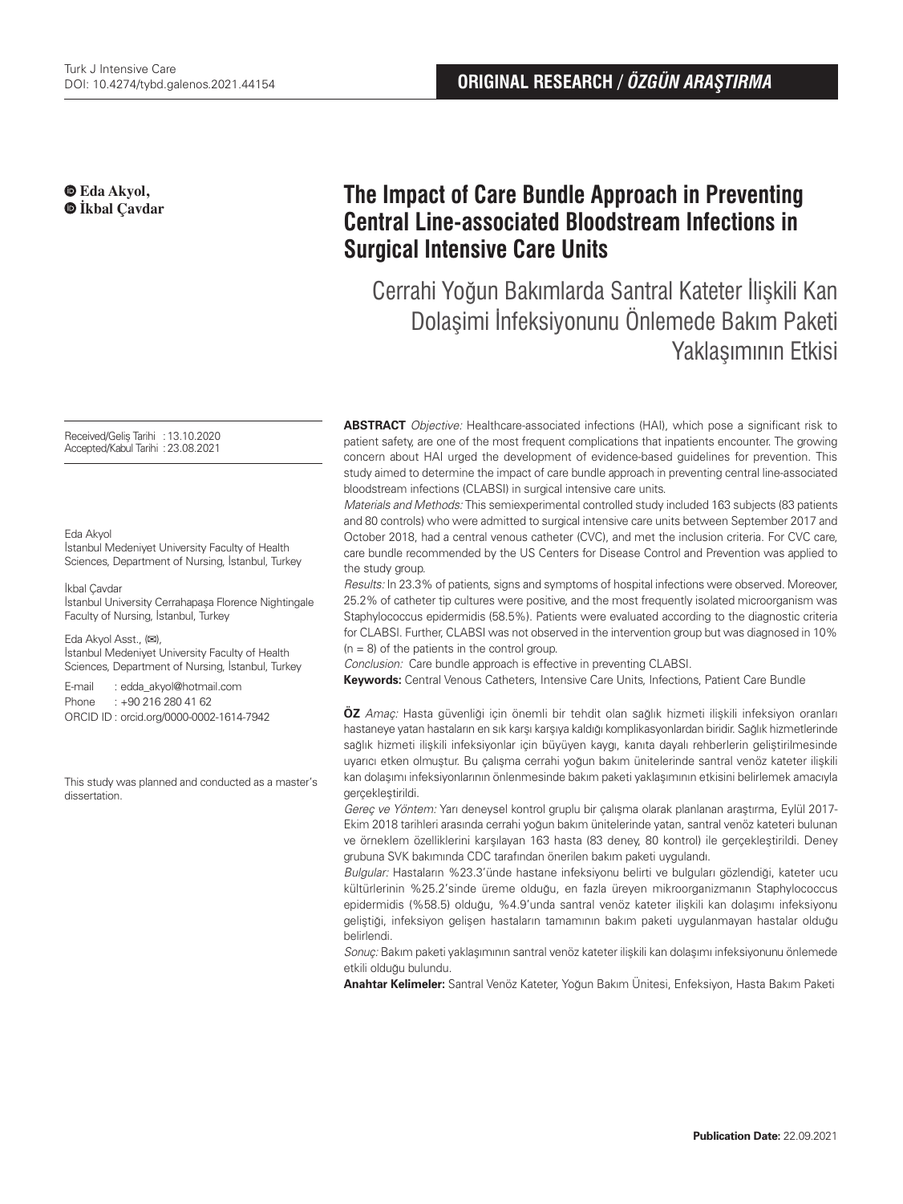**ORIGINAL RESEARCH / *ÖZGÜN ARAŞTIRMA***

**Eda Akyol,**
**İkbal Çavdar**

# The Impact of Care Bundle Approach in Preventing Central Line-associated Bloodstream Infections in Surgical Intensive Care Units

## Cerrahi Yoğun Bakımlarda Santral Kateter İlişkili Kan Dolaşimi İnfeksiyonunu Önlemede Bakım Paketi Yaklaşımının Etkisi

Received/Geliş Tarihi : 13.10.2020
Accepted/Kabul Tarihi : 23.08.2021

Eda Akyol
İstanbul Medeniyet University Faculty of Health Sciences, Department of Nursing, İstanbul, Turkey

İkbal Çavdar
İstanbul University Cerrahapaşa Florence Nightingale Faculty of Nursing, İstanbul, Turkey

Eda Akyol Asst., (✉),
İstanbul Medeniyet University Faculty of Health Sciences, Department of Nursing, İstanbul, Turkey

E-mail : edda_akyol@hotmail.com
Phone : +90 216 280 41 62
ORCID ID : orcid.org/0000-0002-1614-7942

This study was planned and conducted as a master's dissertation.

**ABSTRACT** *Objective:* Healthcare-associated infections (HAI), which pose a significant risk to patient safety, are one of the most frequent complications that inpatients encounter. The growing concern about HAI urged the development of evidence-based guidelines for prevention. This study aimed to determine the impact of care bundle approach in preventing central line-associated bloodstream infections (CLABSI) in surgical intensive care units.

*Materials and Methods:* This semiexperimental controlled study included 163 subjects (83 patients and 80 controls) who were admitted to surgical intensive care units between September 2017 and October 2018, had a central venous catheter (CVC), and met the inclusion criteria. For CVC care, care bundle recommended by the US Centers for Disease Control and Prevention was applied to the study group.

*Results:* In 23.3% of patients, signs and symptoms of hospital infections were observed. Moreover, 25.2% of catheter tip cultures were positive, and the most frequently isolated microorganism was Staphylococcus epidermidis (58.5%). Patients were evaluated according to the diagnostic criteria for CLABSI. Further, CLABSI was not observed in the intervention group but was diagnosed in 10% (n = 8) of the patients in the control group.

*Conclusion:* Care bundle approach is effective in preventing CLABSI.

**Keywords:** Central Venous Catheters, Intensive Care Units, Infections, Patient Care Bundle

**ÖZ** *Amaç:* Hasta güvenliği için önemli bir tehdit olan sağlık hizmeti ilişkili infeksiyon oranları hastaneye yatan hastaların en sık karşı karşıya kaldığı komplikasyonlardan biridir. Sağlık hizmetlerinde sağlık hizmeti ilişkili infeksiyonlar için büyüyen kaygı, kanıta dayalı rehberlerin geliştirilmesinde uyarıcı etken olmuştur. Bu çalışma cerrahi yoğun bakım ünitelerinde santral venöz kateter ilişkili kan dolaşımı infeksiyonlarının önlenmesinde bakım paketi yaklaşımının etkisini belirlemek amacıyla gerçekleştirildi.

*Gereç ve Yöntem:* Yarı deneysel kontrol gruplu bir çalışma olarak planlanan araştırma, Eylül 2017-Ekim 2018 tarihleri arasında cerrahi yoğun bakım ünitelerinde yatan, santral venöz kateteri bulunan ve örneklem özelliklerini karşılayan 163 hasta (83 deney, 80 kontrol) ile gerçekleştirildi. Deney grubuna SVK bakımında CDC tarafından önerilen bakım paketi uygulandı.

*Bulgular:* Hastaların %23.3'ünde hastane infeksiyonu belirti ve bulguları gözlendiği, kateter ucu kültürlerinin %25.2'sinde üreme olduğu, en fazla üreyen mikroorganizmanın Staphylococcus epidermidis (%58.5) olduğu, %4.9'unda santral venöz kateter ilişkili kan dolaşımı infeksiyonu geliştiği, infeksiyon gelişen hastaların tamamının bakım paketi uygulanmayan hastalar olduğu belirlendi.

*Sonuç:* Bakım paketi yaklaşımının santral venöz kateter ilişkili kan dolaşımı infeksiyonunu önlemede etkili olduğu bulundu.

**Anahtar Kelimeler:** Santral Venöz Kateter, Yoğun Bakım Ünitesi, Enfeksiyon, Hasta Bakım Paketi

**Publication Date:** 22.09.2021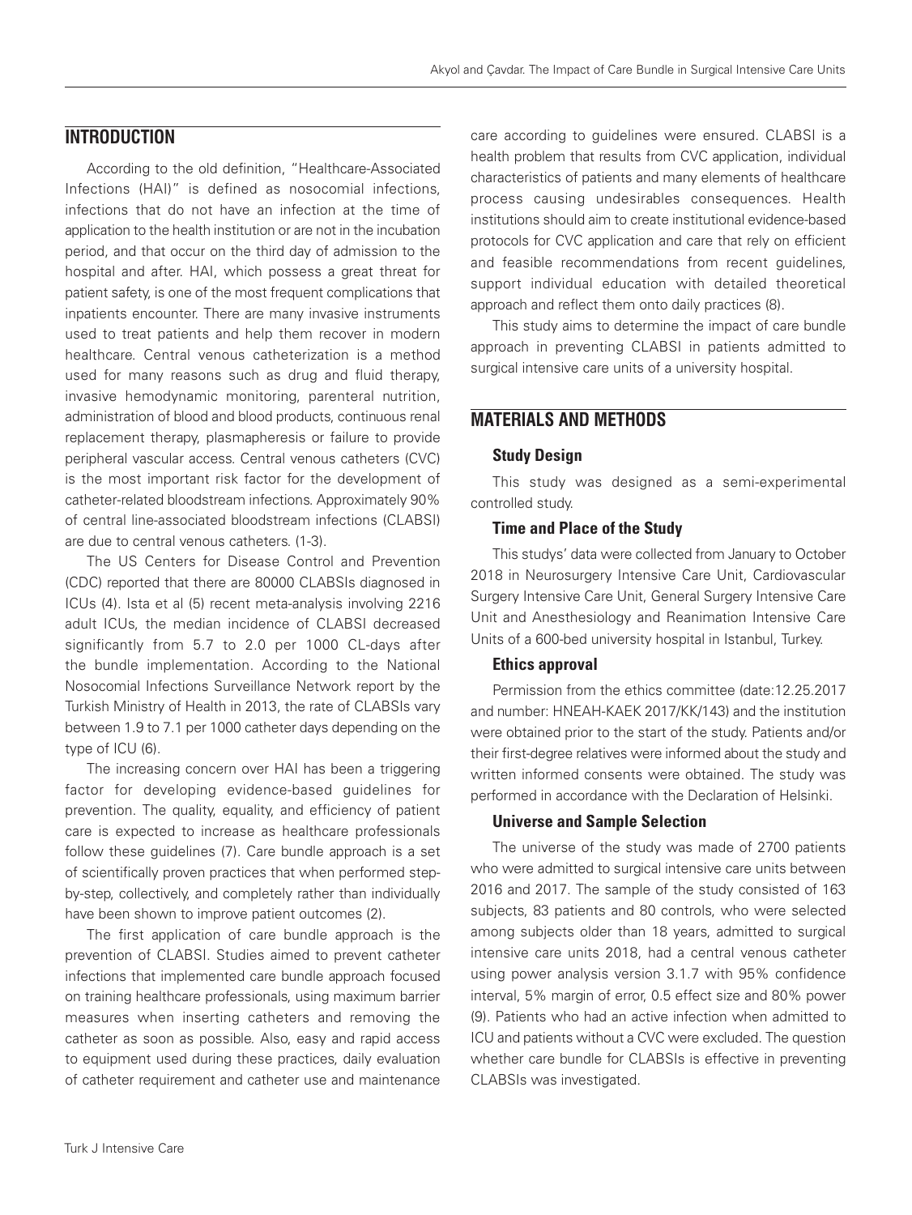## INTRODUCTION

According to the old definition, "Healthcare-Associated Infections (HAI)" is defined as nosocomial infections, infections that do not have an infection at the time of application to the health institution or are not in the incubation period, and that occur on the third day of admission to the hospital and after. HAI, which possess a great threat for patient safety, is one of the most frequent complications that inpatients encounter. There are many invasive instruments used to treat patients and help them recover in modern healthcare. Central venous catheterization is a method used for many reasons such as drug and fluid therapy, invasive hemodynamic monitoring, parenteral nutrition, administration of blood and blood products, continuous renal replacement therapy, plasmapheresis or failure to provide peripheral vascular access. Central venous catheters (CVC) is the most important risk factor for the development of catheter-related bloodstream infections. Approximately 90% of central line-associated bloodstream infections (CLABSI) are due to central venous catheters. (1-3).

The US Centers for Disease Control and Prevention (CDC) reported that there are 80000 CLABSIs diagnosed in ICUs (4). Ista et al (5) recent meta-analysis involving 2216 adult ICUs, the median incidence of CLABSI decreased significantly from 5.7 to 2.0 per 1000 CL-days after the bundle implementation. According to the National Nosocomial Infections Surveillance Network report by the Turkish Ministry of Health in 2013, the rate of CLABSIs vary between 1.9 to 7.1 per 1000 catheter days depending on the type of ICU (6).

The increasing concern over HAI has been a triggering factor for developing evidence-based guidelines for prevention. The quality, equality, and efficiency of patient care is expected to increase as healthcare professionals follow these guidelines (7). Care bundle approach is a set of scientifically proven practices that when performed step-by-step, collectively, and completely rather than individually have been shown to improve patient outcomes (2).

The first application of care bundle approach is the prevention of CLABSI. Studies aimed to prevent catheter infections that implemented care bundle approach focused on training healthcare professionals, using maximum barrier measures when inserting catheters and removing the catheter as soon as possible. Also, easy and rapid access to equipment used during these practices, daily evaluation of catheter requirement and catheter use and maintenance care according to guidelines were ensured. CLABSI is a health problem that results from CVC application, individual characteristics of patients and many elements of healthcare process causing undesirables consequences. Health institutions should aim to create institutional evidence-based protocols for CVC application and care that rely on efficient and feasible recommendations from recent guidelines, support individual education with detailed theoretical approach and reflect them onto daily practices (8).

This study aims to determine the impact of care bundle approach in preventing CLABSI in patients admitted to surgical intensive care units of a university hospital.

## MATERIALS AND METHODS

### Study Design

This study was designed as a semi-experimental controlled study.

### Time and Place of the Study

This studys' data were collected from January to October 2018 in Neurosurgery Intensive Care Unit, Cardiovascular Surgery Intensive Care Unit, General Surgery Intensive Care Unit and Anesthesiology and Reanimation Intensive Care Units of a 600-bed university hospital in Istanbul, Turkey.

### Ethics approval

Permission from the ethics committee (date:12.25.2017 and number: HNEAH-KAEK 2017/KK/143) and the institution were obtained prior to the start of the study. Patients and/or their first-degree relatives were informed about the study and written informed consents were obtained. The study was performed in accordance with the Declaration of Helsinki.

### Universe and Sample Selection

The universe of the study was made of 2700 patients who were admitted to surgical intensive care units between 2016 and 2017. The sample of the study consisted of 163 subjects, 83 patients and 80 controls, who were selected among subjects older than 18 years, admitted to surgical intensive care units 2018, had a central venous catheter using power analysis version 3.1.7 with 95% confidence interval, 5% margin of error, 0.5 effect size and 80% power (9). Patients who had an active infection when admitted to ICU and patients without a CVC were excluded. The question whether care bundle for CLABSIs is effective in preventing CLABSIs was investigated.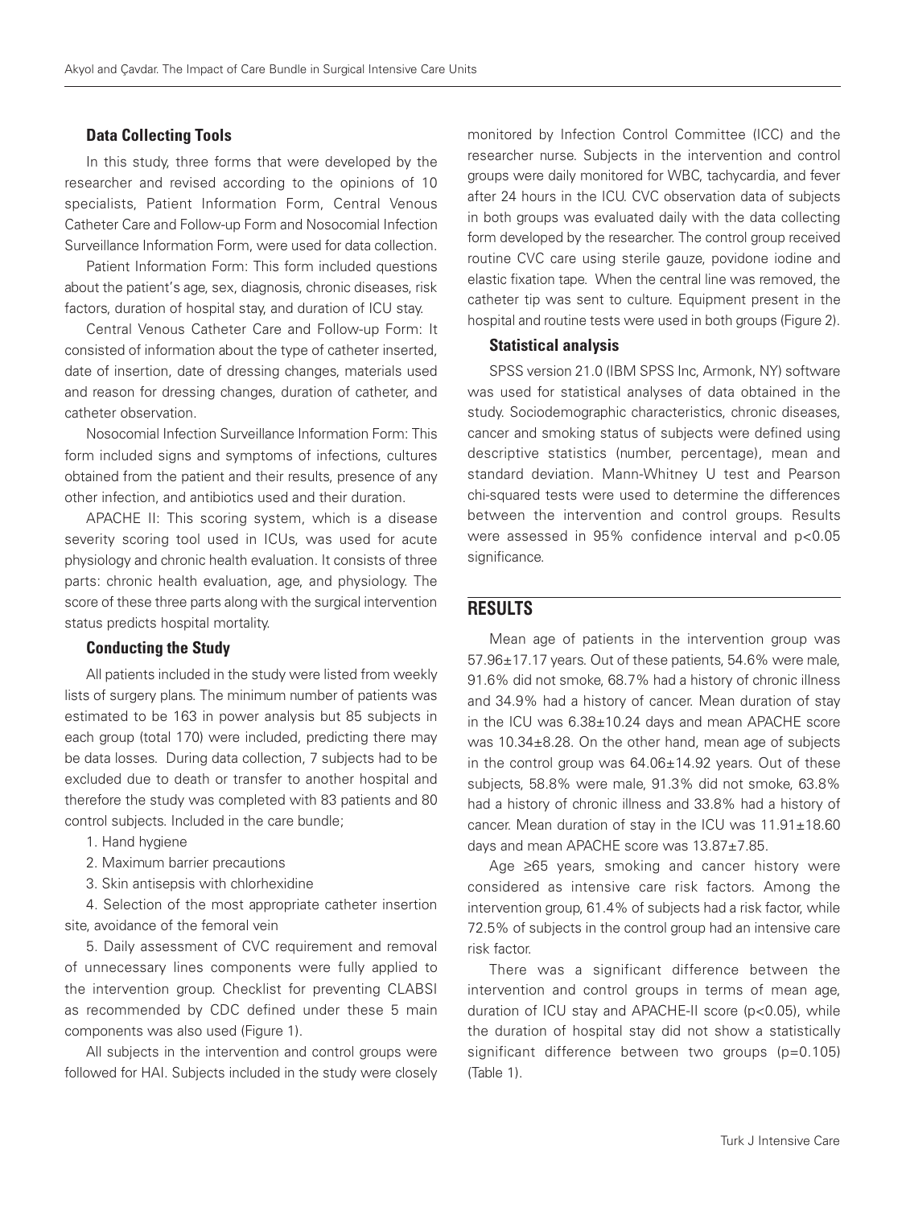### Data Collecting Tools

In this study, three forms that were developed by the researcher and revised according to the opinions of 10 specialists, Patient Information Form, Central Venous Catheter Care and Follow-up Form and Nosocomial Infection Surveillance Information Form, were used for data collection.

Patient Information Form: This form included questions about the patient's age, sex, diagnosis, chronic diseases, risk factors, duration of hospital stay, and duration of ICU stay.

Central Venous Catheter Care and Follow-up Form: It consisted of information about the type of catheter inserted, date of insertion, date of dressing changes, materials used and reason for dressing changes, duration of catheter, and catheter observation.

Nosocomial Infection Surveillance Information Form: This form included signs and symptoms of infections, cultures obtained from the patient and their results, presence of any other infection, and antibiotics used and their duration.

APACHE II: This scoring system, which is a disease severity scoring tool used in ICUs, was used for acute physiology and chronic health evaluation. It consists of three parts: chronic health evaluation, age, and physiology. The score of these three parts along with the surgical intervention status predicts hospital mortality.

### Conducting the Study

All patients included in the study were listed from weekly lists of surgery plans. The minimum number of patients was estimated to be 163 in power analysis but 85 subjects in each group (total 170) were included, predicting there may be data losses. During data collection, 7 subjects had to be excluded due to death or transfer to another hospital and therefore the study was completed with 83 patients and 80 control subjects. Included in the care bundle;

1. Hand hygiene
2. Maximum barrier precautions
3. Skin antisepsis with chlorhexidine
4. Selection of the most appropriate catheter insertion site, avoidance of the femoral vein
5. Daily assessment of CVC requirement and removal of unnecessary lines components were fully applied to the intervention group. Checklist for preventing CLABSI as recommended by CDC defined under these 5 main components was also used (Figure 1).

All subjects in the intervention and control groups were followed for HAI. Subjects included in the study were closely monitored by Infection Control Committee (ICC) and the researcher nurse. Subjects in the intervention and control groups were daily monitored for WBC, tachycardia, and fever after 24 hours in the ICU. CVC observation data of subjects in both groups was evaluated daily with the data collecting form developed by the researcher. The control group received routine CVC care using sterile gauze, povidone iodine and elastic fixation tape. When the central line was removed, the catheter tip was sent to culture. Equipment present in the hospital and routine tests were used in both groups (Figure 2).

### Statistical analysis

SPSS version 21.0 (IBM SPSS Inc, Armonk, NY) software was used for statistical analyses of data obtained in the study. Sociodemographic characteristics, chronic diseases, cancer and smoking status of subjects were defined using descriptive statistics (number, percentage), mean and standard deviation. Mann-Whitney U test and Pearson chi-squared tests were used to determine the differences between the intervention and control groups. Results were assessed in 95% confidence interval and $p<0.05$ significance.

## RESULTS

Mean age of patients in the intervention group was 57.96±17.17 years. Out of these patients, 54.6% were male, 91.6% did not smoke, 68.7% had a history of chronic illness and 34.9% had a history of cancer. Mean duration of stay in the ICU was 6.38±10.24 days and mean APACHE score was 10.34±8.28. On the other hand, mean age of subjects in the control group was 64.06±14.92 years. Out of these subjects, 58.8% were male, 91.3% did not smoke, 63.8% had a history of chronic illness and 33.8% had a history of cancer. Mean duration of stay in the ICU was 11.91±18.60 days and mean APACHE score was 13.87±7.85.

Age ≥65 years, smoking and cancer history were considered as intensive care risk factors. Among the intervention group, 61.4% of subjects had a risk factor, while 72.5% of subjects in the control group had an intensive care risk factor.

There was a significant difference between the intervention and control groups in terms of mean age, duration of ICU stay and APACHE-II score ($p<0.05$), while the duration of hospital stay did not show a statistically significant difference between two groups ($p=0.105$) (Table 1).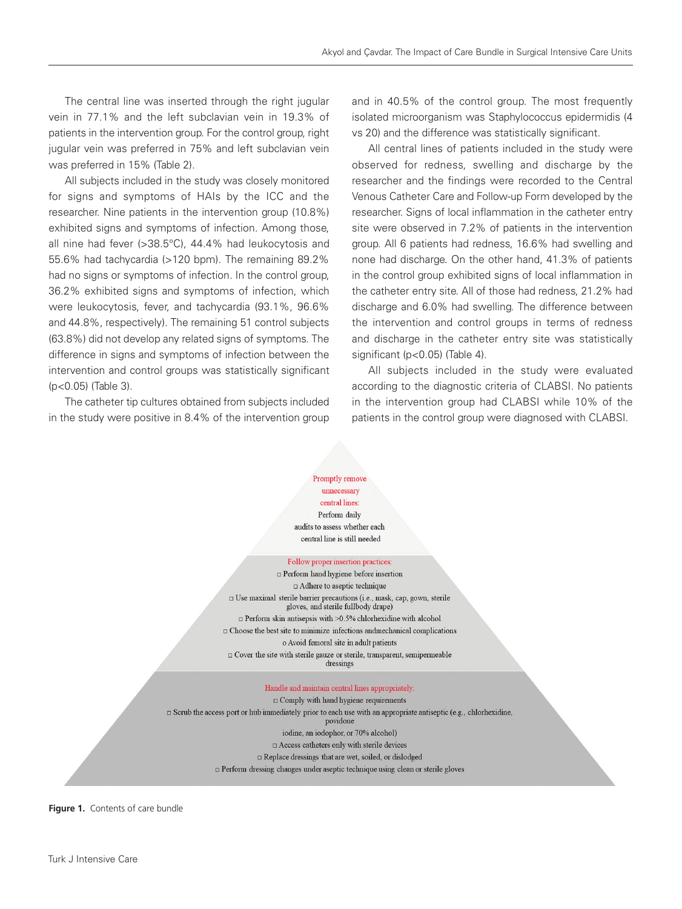The central line was inserted through the right jugular vein in 77.1% and the left subclavian vein in 19.3% of patients in the intervention group. For the control group, right jugular vein was preferred in 75% and left subclavian vein was preferred in 15% (Table 2).

All subjects included in the study was closely monitored for signs and symptoms of HAIs by the ICC and the researcher. Nine patients in the intervention group (10.8%) exhibited signs and symptoms of infection. Among those, all nine had fever (>38.5°C), 44.4% had leukocytosis and 55.6% had tachycardia (>120 bpm). The remaining 89.2% had no signs or symptoms of infection. In the control group, 36.2% exhibited signs and symptoms of infection, which were leukocytosis, fever, and tachycardia (93.1%, 96.6% and 44.8%, respectively). The remaining 51 control subjects (63.8%) did not develop any related signs of symptoms. The difference in signs and symptoms of infection between the intervention and control groups was statistically significant ($p<0.05$) (Table 3).

The catheter tip cultures obtained from subjects included in the study were positive in 8.4% of the intervention group and in 40.5% of the control group. The most frequently isolated microorganism was Staphylococcus epidermidis (4 vs 20) and the difference was statistically significant.

All central lines of patients included in the study were observed for redness, swelling and discharge by the researcher and the findings were recorded to the Central Venous Catheter Care and Follow-up Form developed by the researcher. Signs of local inflammation in the catheter entry site were observed in 7.2% of patients in the intervention group. All 6 patients had redness, 16.6% had swelling and none had discharge. On the other hand, 41.3% of patients in the control group exhibited signs of local inflammation in the catheter entry site. All of those had redness, 21.2% had discharge and 6.0% had swelling. The difference between the intervention and control groups in terms of redness and discharge in the catheter entry site was statistically significant ($p<0.05$) (Table 4).

All subjects included in the study were evaluated according to the diagnostic criteria of CLABSI. No patients in the intervention group had CLABSI while 10% of the patients in the control group were diagnosed with CLABSI.

Promptly remove unnecessary central lines:
Perform daily audits to assess whether each central line is still needed

Follow proper insertion practices:
□ Perform hand hygiene before insertion
□ Adhere to aseptic technique
□ Use maximal sterile barrier precautions (i.e., mask, cap, gown, sterile gloves, and sterile fullbody drape)
□ Perform skin antisepsis with >0.5% chlorhexidine with alcohol
□ Choose the best site to minimize infections andmechanical complications
o Avoid femoral site in adult patients
□ Cover the site with sterile gauze or sterile, transparent, semipermeable dressings

Handle and maintain central lines appropriately:
□ Comply with hand hygiene requirements
□ Scrub the access port or hub immediately prior to each use with an appropriate antiseptic (e.g., chlorhexidine, povidone iodine, an iodophor, or 70% alcohol)
□ Access catheters only with sterile devices
□ Replace dressings that are wet, soiled, or dislodged
□ Perform dressing changes under aseptic technique using clean or sterile gloves

**Figure 1.** Contents of care bundle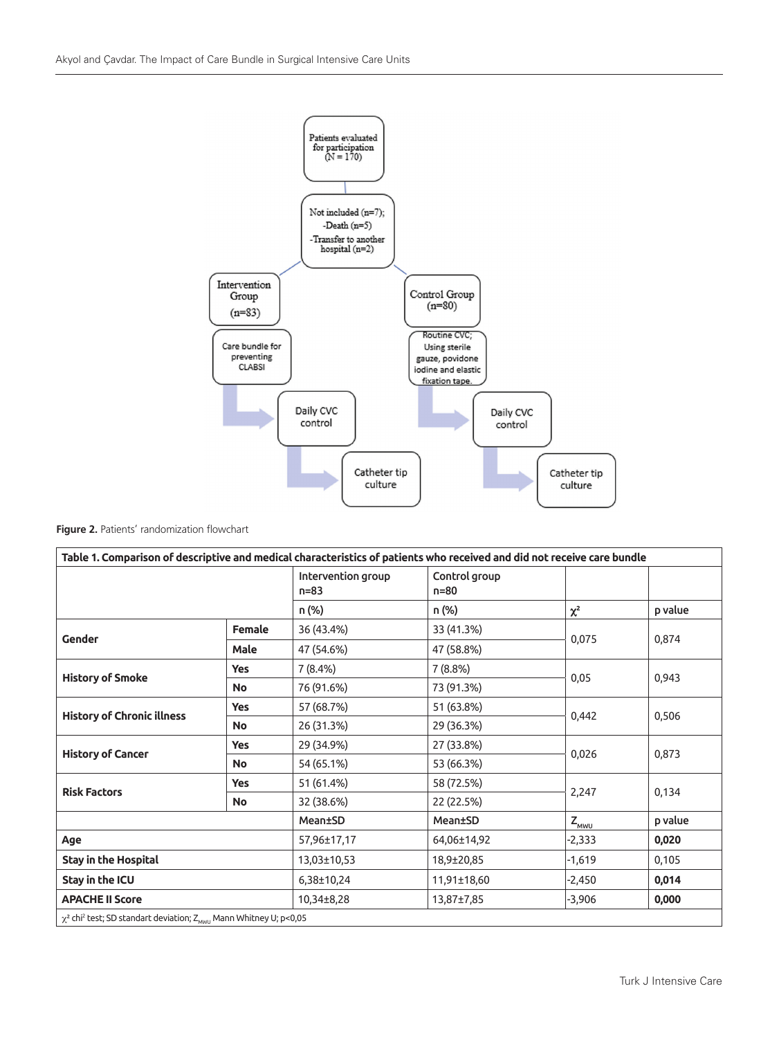Figure 2. Patients' randomization flowchart

**Table 1. Comparison of descriptive and medical characteristics of patients who received and did not receive care bundle**

| | | Intervention group n=83 | Control group n=80 | | |
|---|---|---|---|---|---|
| | | n (%) | n (%) | $\chi^2$ | p value |
| **Gender** | **Female** | 36 (43.4%) | 33 (41.3%) | 0,075 | 0,874 |
| | **Male** | 47 (54.6%) | 47 (58.8%) | | |
| **History of Smoke** | **Yes** | 7 (8.4%) | 7 (8.8%) | 0,05 | 0,943 |
| | **No** | 76 (91.6%) | 73 (91.3%) | | |
| **History of Chronic illness** | **Yes** | 57 (68.7%) | 51 (63.8%) | 0,442 | 0,506 |
| | **No** | 26 (31.3%) | 29 (36.3%) | | |
| **History of Cancer** | **Yes** | 29 (34.9%) | 27 (33.8%) | 0,026 | 0,873 |
| | **No** | 54 (65.1%) | 53 (66.3%) | | |
| **Risk Factors** | **Yes** | 51 (61.4%) | 58 (72.5%) | 2,247 | 0,134 |
| | **No** | 32 (38.6%) | 22 (22.5%) | | |
| | | Mean±SD | Mean±SD | $Z_{MWU}$ | p value |
| **Age** | | 57,96±17,17 | 64,06±14,92 | -2,333 | **0,020** |
| **Stay in the Hospital** | | 13,03±10,53 | 18,9±20,85 | -1,619 | 0,105 |
| **Stay in the ICU** | | 6,38±10,24 | 11,91±18,60 | -2,450 | **0,014** |
| **APACHE II Score** | | 10,34±8,28 | 13,87±7,85 | -3,906 | **0,000** |

$\chi^2$ chi$^2$ test; SD standart deviation; $Z_{MWU}$ Mann Whitney U; p<0,05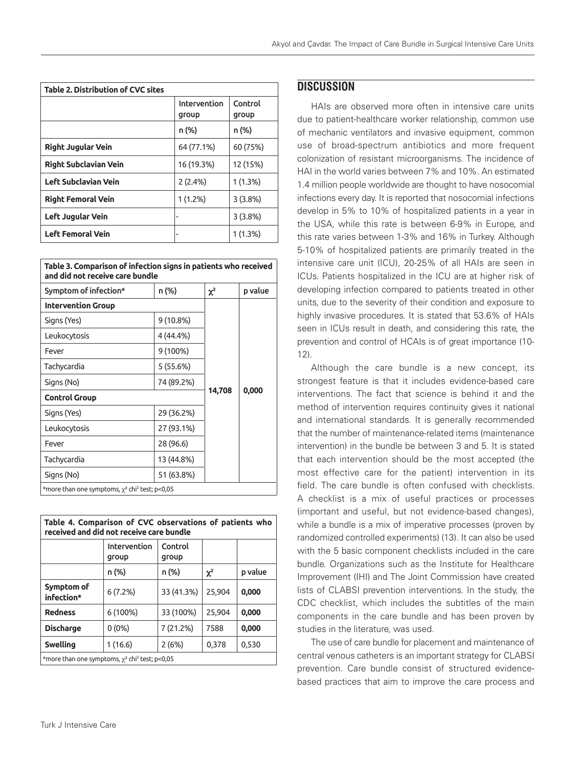| Table 2. Distribution of CVC sites | | |
|---|---|---|
| | Intervention group | Control group |
| | n (%) | n (%) |
| **Right Jugular Vein** | 64 (77.1%) | 60 (75%) |
| **Right Subclavian Vein** | 16 (19.3%) | 12 (15%) |
| **Left Subclavian Vein** | 2 (2.4%) | 1 (1.3%) |
| **Right Femoral Vein** | 1 (1.2%) | 3 (3.8%) |
| **Left Jugular Vein** | - | 3 (3.8%) |
| **Left Femoral Vein** | - | 1 (1.3%) |

| Table 3. Comparison of infection signs in patients who received and did not receive care bundle | | | |
|---|---|---|---|
| Symptom of infection* | n (%) | $\chi^2$ | p value |
| **Intervention Group** | | 14,708 | 0,000 |
| Signs (Yes) | 9 (10.8%) | | |
| Leukocytosis | 4 (44.4%) | | |
| Fever | 9 (100%) | | |
| Tachycardia | 5 (55.6%) | | |
| Signs (No) | 74 (89.2%) | | |
| **Control Group** | | | |
| Signs (Yes) | 29 (36.2%) | | |
| Leukocytosis | 27 (93.1%) | | |
| Fever | 28 (96.6) | | |
| Tachycardia | 13 (44.8%) | | |
| Signs (No) | 51 (63.8%) | | |

*more than one symptoms, $\chi^2$ chi[2] test; p<0,05

| Table 4. Comparison of CVC observations of patients who received and did not receive care bundle | | | | |
|---|---|---|---|---|
| | Intervention group | Control group | | |
| | n (%) | n (%) | $\chi^2$ | p value |
| **Symptom of infection*** | 6 (7.2%) | 33 (41.3%) | 25,904 | **0,000** |
| **Redness** | 6 (100%) | 33 (100%) | 25,904 | **0,000** |
| **Discharge** | 0 (0%) | 7 (21.2%) | 7588 | **0,000** |
| **Swelling** | 1 (16.6) | 2 (6%) | 0,378 | 0,530 |

*more than one symptoms, $\chi^2$ chi[2] test; p<0,05

## DISCUSSION

HAIs are observed more often in intensive care units due to patient-healthcare worker relationship, common use of mechanic ventilators and invasive equipment, common use of broad-spectrum antibiotics and more frequent colonization of resistant microorganisms. The incidence of HAI in the world varies between 7% and 10%. An estimated 1.4 million people worldwide are thought to have nosocomial infections every day. It is reported that nosocomial infections develop in 5% to 10% of hospitalized patients in a year in the USA, while this rate is between 6-9% in Europe, and this rate varies between 1-3% and 16% in Turkey. Although 5-10% of hospitalized patients are primarily treated in the intensive care unit (ICU), 20-25% of all HAIs are seen in ICUs. Patients hospitalized in the ICU are at higher risk of developing infection compared to patients treated in other units, due to the severity of their condition and exposure to highly invasive procedures. It is stated that 53.6% of HAIs seen in ICUs result in death, and considering this rate, the prevention and control of HCAIs is of great importance (10-12).

Although the care bundle is a new concept, its strongest feature is that it includes evidence-based care interventions. The fact that science is behind it and the method of intervention requires continuity gives it national and international standards. It is generally recommended that the number of maintenance-related items (maintenance intervention) in the bundle be between 3 and 5. It is stated that each intervention should be the most accepted (the most effective care for the patient) intervention in its field. The care bundle is often confused with checklists. A checklist is a mix of useful practices or processes (important and useful, but not evidence-based changes), while a bundle is a mix of imperative processes (proven by randomized controlled experiments) (13). It can also be used with the 5 basic component checklists included in the care bundle. Organizations such as the Institute for Healthcare Improvement (IHI) and The Joint Commission have created lists of CLABSI prevention interventions. In the study, the CDC checklist, which includes the subtitles of the main components in the care bundle and has been proven by studies in the literature, was used.

The use of care bundle for placement and maintenance of central venous catheters is an important strategy for CLABSI prevention. Care bundle consist of structured evidence-based practices that aim to improve the care process and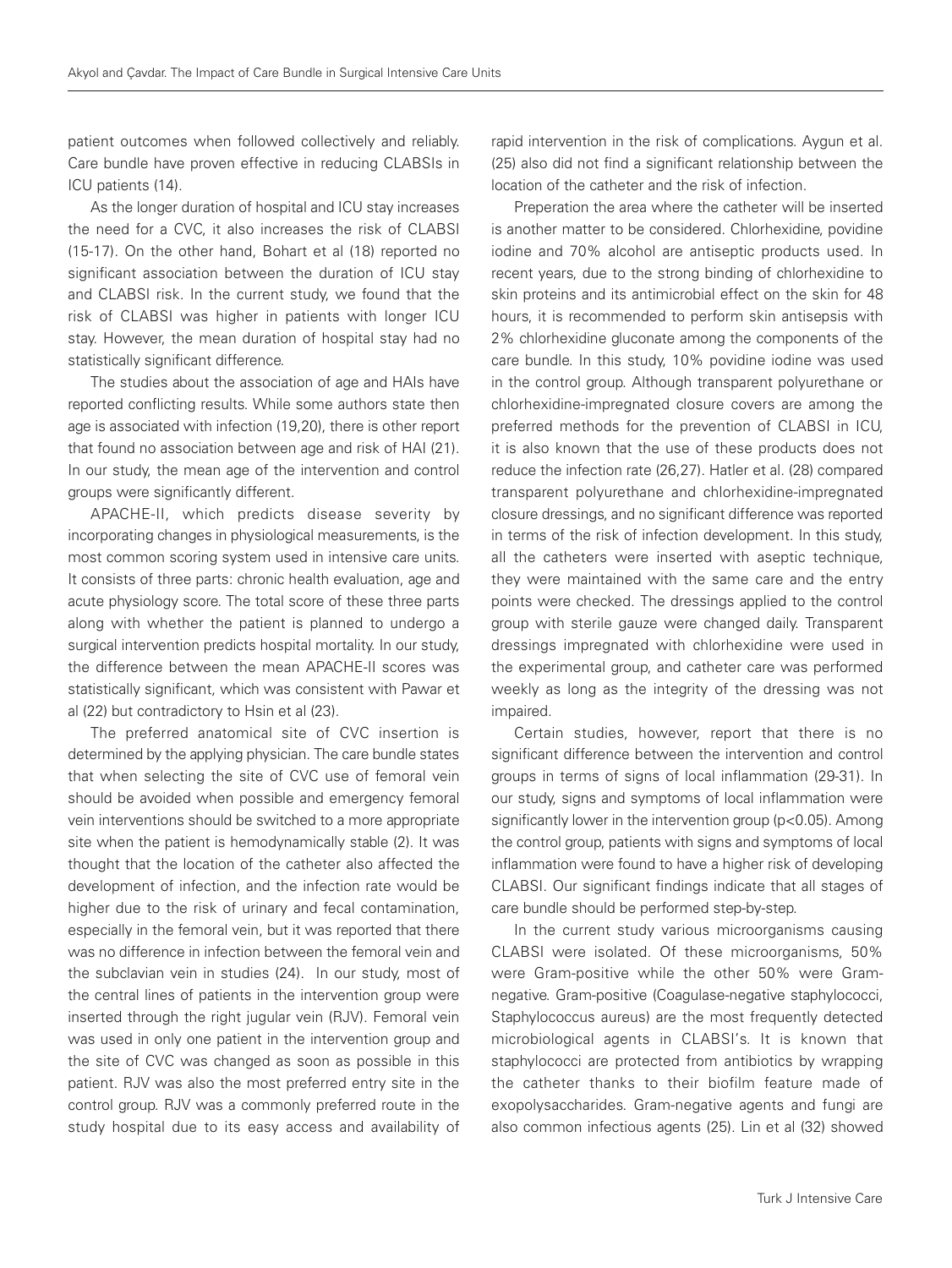patient outcomes when followed collectively and reliably. Care bundle have proven effective in reducing CLABSIs in ICU patients (14).

As the longer duration of hospital and ICU stay increases the need for a CVC, it also increases the risk of CLABSI (15-17). On the other hand, Bohart et al (18) reported no significant association between the duration of ICU stay and CLABSI risk. In the current study, we found that the risk of CLABSI was higher in patients with longer ICU stay. However, the mean duration of hospital stay had no statistically significant difference.

The studies about the association of age and HAIs have reported conflicting results. While some authors state then age is associated with infection (19,20), there is other report that found no association between age and risk of HAI (21). In our study, the mean age of the intervention and control groups were significantly different.

APACHE-II, which predicts disease severity by incorporating changes in physiological measurements, is the most common scoring system used in intensive care units. It consists of three parts: chronic health evaluation, age and acute physiology score. The total score of these three parts along with whether the patient is planned to undergo a surgical intervention predicts hospital mortality. In our study, the difference between the mean APACHE-II scores was statistically significant, which was consistent with Pawar et al (22) but contradictory to Hsin et al (23).

The preferred anatomical site of CVC insertion is determined by the applying physician. The care bundle states that when selecting the site of CVC use of femoral vein should be avoided when possible and emergency femoral vein interventions should be switched to a more appropriate site when the patient is hemodynamically stable (2). It was thought that the location of the catheter also affected the development of infection, and the infection rate would be higher due to the risk of urinary and fecal contamination, especially in the femoral vein, but it was reported that there was no difference in infection between the femoral vein and the subclavian vein in studies (24). In our study, most of the central lines of patients in the intervention group were inserted through the right jugular vein (RJV). Femoral vein was used in only one patient in the intervention group and the site of CVC was changed as soon as possible in this patient. RJV was also the most preferred entry site in the control group. RJV was a commonly preferred route in the study hospital due to its easy access and availability of rapid intervention in the risk of complications. Aygun et al. (25) also did not find a significant relationship between the location of the catheter and the risk of infection.

Preperation the area where the catheter will be inserted is another matter to be considered. Chlorhexidine, povidine iodine and 70% alcohol are antiseptic products used. In recent years, due to the strong binding of chlorhexidine to skin proteins and its antimicrobial effect on the skin for 48 hours, it is recommended to perform skin antisepsis with 2% chlorhexidine gluconate among the components of the care bundle. In this study, 10% povidine iodine was used in the control group. Although transparent polyurethane or chlorhexidine-impregnated closure covers are among the preferred methods for the prevention of CLABSI in ICU, it is also known that the use of these products does not reduce the infection rate (26,27). Hatler et al. (28) compared transparent polyurethane and chlorhexidine-impregnated closure dressings, and no significant difference was reported in terms of the risk of infection development. In this study, all the catheters were inserted with aseptic technique, they were maintained with the same care and the entry points were checked. The dressings applied to the control group with sterile gauze were changed daily. Transparent dressings impregnated with chlorhexidine were used in the experimental group, and catheter care was performed weekly as long as the integrity of the dressing was not impaired.

Certain studies, however, report that there is no significant difference between the intervention and control groups in terms of signs of local inflammation (29-31). In our study, signs and symptoms of local inflammation were significantly lower in the intervention group ($p<0.05$). Among the control group, patients with signs and symptoms of local inflammation were found to have a higher risk of developing CLABSI. Our significant findings indicate that all stages of care bundle should be performed step-by-step.

In the current study various microorganisms causing CLABSI were isolated. Of these microorganisms, 50% were Gram-positive while the other 50% were Gram-negative. Gram-positive (Coagulase-negative staphylococci, Staphylococcus aureus) are the most frequently detected microbiological agents in CLABSI's. It is known that staphylococci are protected from antibiotics by wrapping the catheter thanks to their biofilm feature made of exopolysaccharides. Gram-negative agents and fungi are also common infectious agents (25). Lin et al (32) showed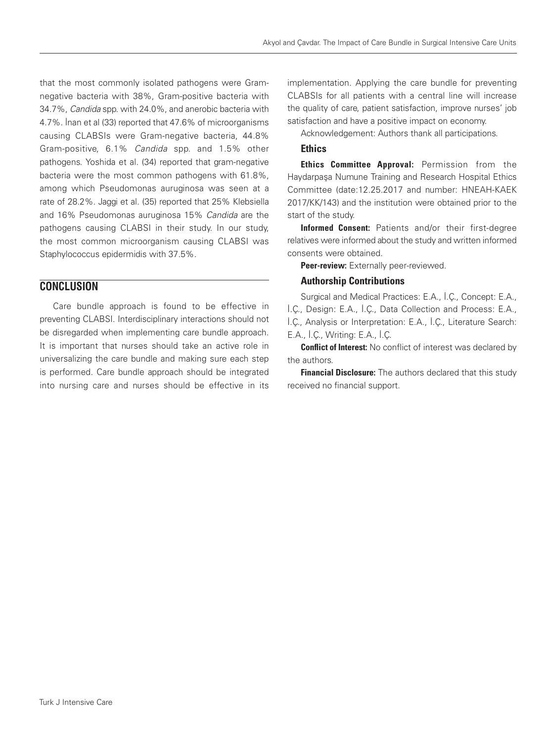that the most commonly isolated pathogens were Gram-negative bacteria with 38%, Gram-positive bacteria with 34.7%, *Candida* spp. with 24.0%, and anerobic bacteria with 4.7%. İnan et al (33) reported that 47.6% of microorganisms causing CLABSIs were Gram-negative bacteria, 44.8% Gram-positive, 6.1% *Candida* spp. and 1.5% other pathogens. Yoshida et al. (34) reported that gram-negative bacteria were the most common pathogens with 61.8%, among which Pseudomonas auruginosa was seen at a rate of 28.2%. Jaggi et al. (35) reported that 25% Klebsiella and 16% Pseudomonas auruginosa 15% *Candida* are the pathogens causing CLABSI in their study. In our study, the most common microorganism causing CLABSI was Staphylococcus epidermidis with 37.5%.

## CONCLUSION

Care bundle approach is found to be effective in preventing CLABSI. Interdisciplinary interactions should not be disregarded when implementing care bundle approach. It is important that nurses should take an active role in universalizing the care bundle and making sure each step is performed. Care bundle approach should be integrated into nursing care and nurses should be effective in its implementation. Applying the care bundle for preventing CLABSIs for all patients with a central line will increase the quality of care, patient satisfaction, improve nurses' job satisfaction and have a positive impact on economy.

Acknowledgement: Authors thank all participations.

### Ethics

**Ethics Committee Approval:** Permission from the Haydarpaşa Numune Training and Research Hospital Ethics Committee (date:12.25.2017 and number: HNEAH-KAEK 2017/KK/143) and the institution were obtained prior to the start of the study.

**Informed Consent:** Patients and/or their first-degree relatives were informed about the study and written informed consents were obtained.

**Peer-review:** Externally peer-reviewed.

### Authorship Contributions

Surgical and Medical Practices: E.A., İ.Ç., Concept: E.A., İ.Ç., Design: E.A., İ.Ç., Data Collection and Process: E.A., İ.Ç., Analysis or Interpretation: E.A., İ.Ç., Literature Search: E.A., İ.Ç., Writing: E.A., İ.Ç.

**Conflict of Interest:** No conflict of interest was declared by the authors.

**Financial Disclosure:** The authors declared that this study received no financial support.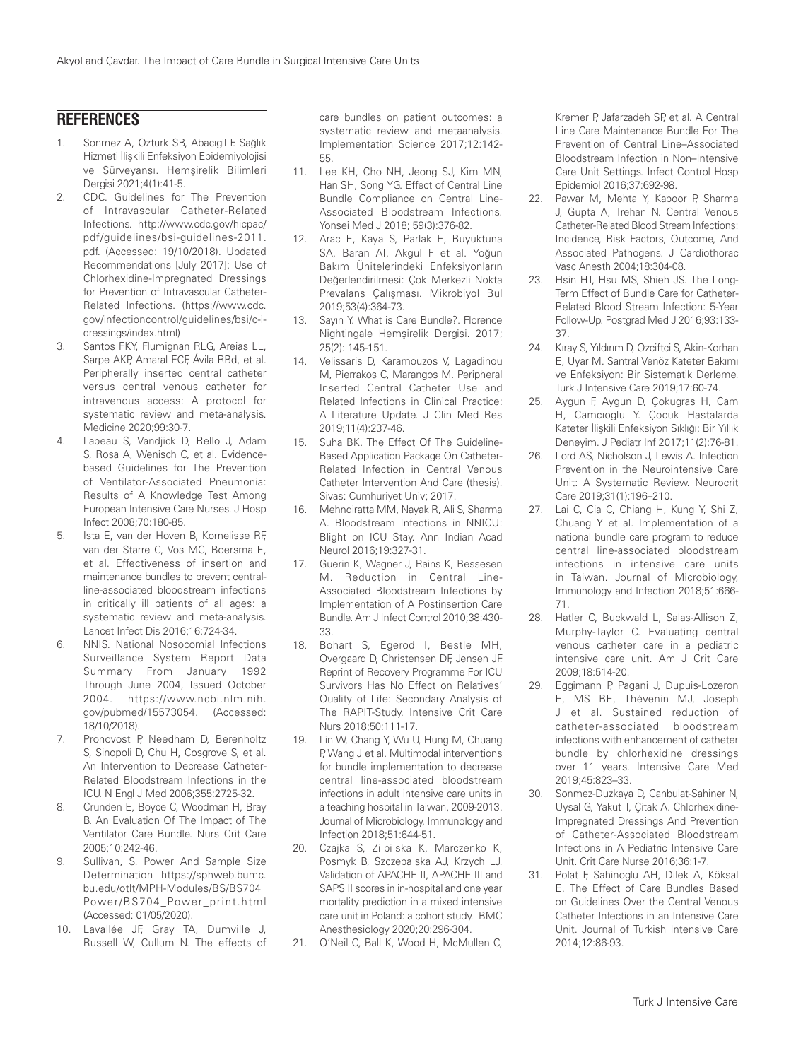## REFERENCES

1. Sonmez A, Ozturk SB, Abacıgil F. Sağlık Hizmeti İlişkili Enfeksiyon Epidemiyolojisi ve Sürveyansı. Hemşirelik Bilimleri Dergisi 2021;4(1):41-5.
2. CDC. Guidelines for The Prevention of Intravascular Catheter-Related Infections. http://www.cdc.gov/hicpac/pdf/guidelines/bsi-guidelines-2011.pdf. (Accessed: 19/10/2018). Updated Recommendations [July 2017]: Use of Chlorhexidine-Impregnated Dressings for Prevention of Intravascular Catheter-Related Infections. (https://www.cdc.gov/infectioncontrol/guidelines/bsi/c-i-dressings/index.html)
3. Santos FKY, Flumignan RLG, Areias LL, Sarpe AKP, Amaral FCF, Ávila RBd, et al. Peripherally inserted central catheter versus central venous catheter for intravenous access: A protocol for systematic review and meta-analysis. Medicine 2020;99:30-7.
4. Labeau S, Vandjick D, Rello J, Adam S, Rosa A, Wenisch C, et al. Evidence-based Guidelines for The Prevention of Ventilator-Associated Pneumonia: Results of A Knowledge Test Among European Intensive Care Nurses. J Hosp Infect 2008;70:180-85.
5. Ista E, van der Hoven B, Kornelisse RF, van der Starre C, Vos MC, Boersma E, et al. Effectiveness of insertion and maintenance bundles to prevent central-line-associated bloodstream infections in critically ill patients of all ages: a systematic review and meta-analysis. Lancet Infect Dis 2016;16:724-34.
6. NNIS. National Nosocomial Infections Surveillance System Report Data Summary From January 1992 Through June 2004, Issued October 2004. https://www.ncbi.nlm.nih.gov/pubmed/15573054. (Accessed: 18/10/2018).
7. Pronovost P, Needham D, Berenholtz S, Sinopoli D, Chu H, Cosgrove S, et al. An Intervention to Decrease Catheter-Related Bloodstream Infections in the ICU. N Engl J Med 2006;355:2725-32.
8. Crunden E, Boyce C, Woodman H, Bray B. An Evaluation Of The Impact of The Ventilator Care Bundle. Nurs Crit Care 2005;10:242-46.
9. Sullivan, S. Power And Sample Size Determination https://sphweb.bumc.bu.edu/otlt/MPH-Modules/BS/BS704_Power/BS704_Power_print.html (Accessed: 01/05/2020).
10. Lavallée JF, Gray TA, Dumville J, Russell W, Cullum N. The effects of care bundles on patient outcomes: a systematic review and metaanalysis. Implementation Science 2017;12:142-55.
11. Lee KH, Cho NH, Jeong SJ, Kim MN, Han SH, Song YG. Effect of Central Line Bundle Compliance on Central Line-Associated Bloodstream Infections. Yonsei Med J 2018; 59(3):376-82.
12. Arac E, Kaya S, Parlak E, Buyuktuna SA, Baran AI, Akgul F et al. Yoğun Bakım Ünitelerindeki Enfeksiyonların Değerlendirilmesi: Çok Merkezli Nokta Prevalans Çalışması. Mikrobiyol Bul 2019;53(4):364-73.
13. Sayın Y. What is Care Bundle?. Florence Nightingale Hemşirelik Dergisi. 2017; 25(2): 145-151.
14. Velissaris D, Karamouzos V, Lagadinou M, Pierrakos C, Marangos M. Peripheral Inserted Central Catheter Use and Related Infections in Clinical Practice: A Literature Update. J Clin Med Res 2019;11(4):237-46.
15. Suha BK. The Effect Of The Guideline-Based Application Package On Catheter-Related Infection in Central Venous Catheter Intervention And Care (thesis). Sivas: Cumhuriyet Univ; 2017.
16. Mehndiratta MM, Nayak R, Ali S, Sharma A. Bloodstream Infections in NNICU: Blight on ICU Stay. Ann Indian Acad Neurol 2016;19:327-31.
17. Guerin K, Wagner J, Rains K, Bessesen M. Reduction in Central Line-Associated Bloodstream Infections by Implementation of A Postinsertion Care Bundle. Am J Infect Control 2010;38:430-33.
18. Bohart S, Egerod I, Bestle MH, Overgaard D, Christensen DF, Jensen JF. Reprint of Recovery Programme For ICU Survivors Has No Effect on Relatives' Quality of Life: Secondary Analysis of The RAPIT-Study. Intensive Crit Care Nurs 2018;50:111-17.
19. Lin W, Chang Y, Wu U, Hung M, Chuang P, Wang J et al. Multimodal interventions for bundle implementation to decrease central line-associated bloodstream infections in adult intensive care units in a teaching hospital in Taiwan, 2009-2013. Journal of Microbiology, Immunology and Infection 2018;51:644-51.
20. Czajka S, Zi bi ska K, Marczenko K, Posmyk B, Szczepa ska AJ, Krzych LJ. Validation of APACHE II, APACHE III and SAPS II scores in in-hospital and one year mortality prediction in a mixed intensive care unit in Poland: a cohort study. BMC Anesthesiology 2020;20:296-304.
21. O'Neil C, Ball K, Wood H, McMullen C, Kremer P, Jafarzadeh SP, et al. A Central Line Care Maintenance Bundle For The Prevention of Central Line–Associated Bloodstream Infection in Non–Intensive Care Unit Settings. Infect Control Hosp Epidemiol 2016;37:692-98.
22. Pawar M, Mehta Y, Kapoor P, Sharma J, Gupta A, Trehan N. Central Venous Catheter-Related Blood Stream Infections: Incidence, Risk Factors, Outcome, And Associated Pathogens. J Cardiothorac Vasc Anesth 2004;18:304-08.
23. Hsin HT, Hsu MS, Shieh JS. The Long-Term Effect of Bundle Care for Catheter-Related Blood Stream Infection: 5-Year Follow-Up. Postgrad Med J 2016;93:133-37.
24. Kıray S, Yıldırım D, Ozciftci S, Akin-Korhan E, Uyar M. Santral Venöz Kateter Bakımı ve Enfeksiyon: Bir Sistematik Derleme. Turk J Intensive Care 2019;17:60-74.
25. Aygun F, Aygun D, Çokugras H, Cam H, Camcıoglu Y. Çocuk Hastalarda Kateter İlişkili Enfeksiyon Sıklığı; Bir Yıllık Deneyim. J Pediatr Inf 2017;11(2):76-81.
26. Lord AS, Nicholson J, Lewis A. Infection Prevention in the Neurointensive Care Unit: A Systematic Review. Neurocrit Care 2019;31(1):196–210.
27. Lai C, Cia C, Chiang H, Kung Y, Shi Z, Chuang Y et al. Implementation of a national bundle care program to reduce central line-associated bloodstream infections in intensive care units in Taiwan. Journal of Microbiology, Immunology and Infection 2018;51:666-71.
28. Hatler C, Buckwald L, Salas-Allison Z, Murphy-Taylor C. Evaluating central venous catheter care in a pediatric intensive care unit. Am J Crit Care 2009;18:514-20.
29. Eggimann P, Pagani J, Dupuis-Lozeron E, MS BE, Thévenin MJ, Joseph J et al. Sustained reduction of catheter-associated bloodstream infections with enhancement of catheter bundle by chlorhexidine dressings over 11 years. Intensive Care Med 2019;45:823–33.
30. Sonmez-Duzkaya D, Canbulat-Sahiner N, Uysal G, Yakut T, Çitak A. Chlorhexidine-Impregnated Dressings And Prevention of Catheter-Associated Bloodstream Infections in A Pediatric Intensive Care Unit. Crit Care Nurse 2016;36:1-7.
31. Polat F, Sahinoglu AH, Dilek A, Köksal E. The Effect of Care Bundles Based on Guidelines Over the Central Venous Catheter Infections in an Intensive Care Unit. Journal of Turkish Intensive Care 2014;12:86-93.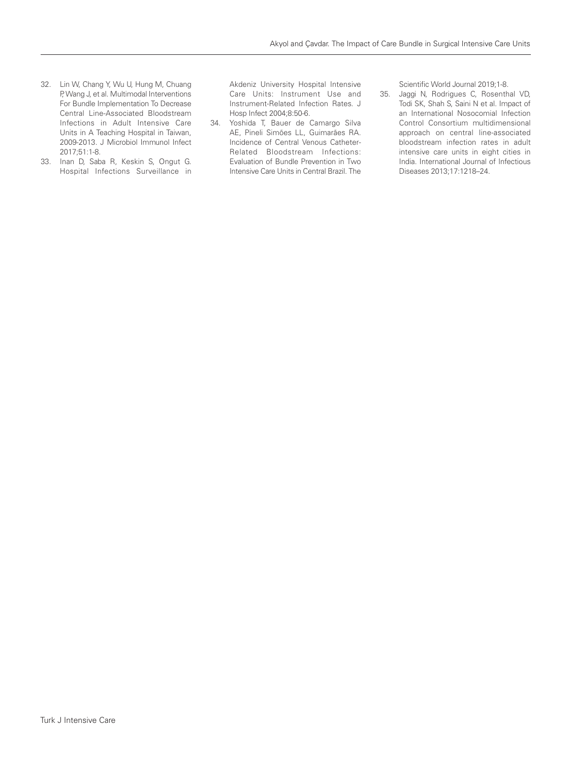32. Lin W, Chang Y, Wu U, Hung M, Chuang P, Wang J, et al. Multimodal Interventions For Bundle Implementation To Decrease Central Line-Associated Bloodstream Infections in Adult Intensive Care Units in A Teaching Hospital in Taiwan, 2009-2013. J Microbiol Immunol Infect 2017;51:1-8.
33. Inan D, Saba R, Keskin S, Ongut G. Hospital Infections Surveillance in Akdeniz University Hospital Intensive Care Units: Instrument Use and Instrument-Related Infection Rates. J Hosp Infect 2004;8:50-6.
34. Yoshida T, Bauer de Camargo Silva AE, Pineli Simões LL, Guimarães RA. Incidence of Central Venous Catheter-Related Bloodstream Infections: Evaluation of Bundle Prevention in Two Intensive Care Units in Central Brazil. The Scientific World Journal 2019;1-8.
35. Jaggi N, Rodrigues C, Rosenthal VD, Todi SK, Shah S, Saini N et al. Impact of an International Nosocomial Infection Control Consortium multidimensional approach on central line-associated bloodstream infection rates in adult intensive care units in eight cities in India. International Journal of Infectious Diseases 2013;17:1218–24.